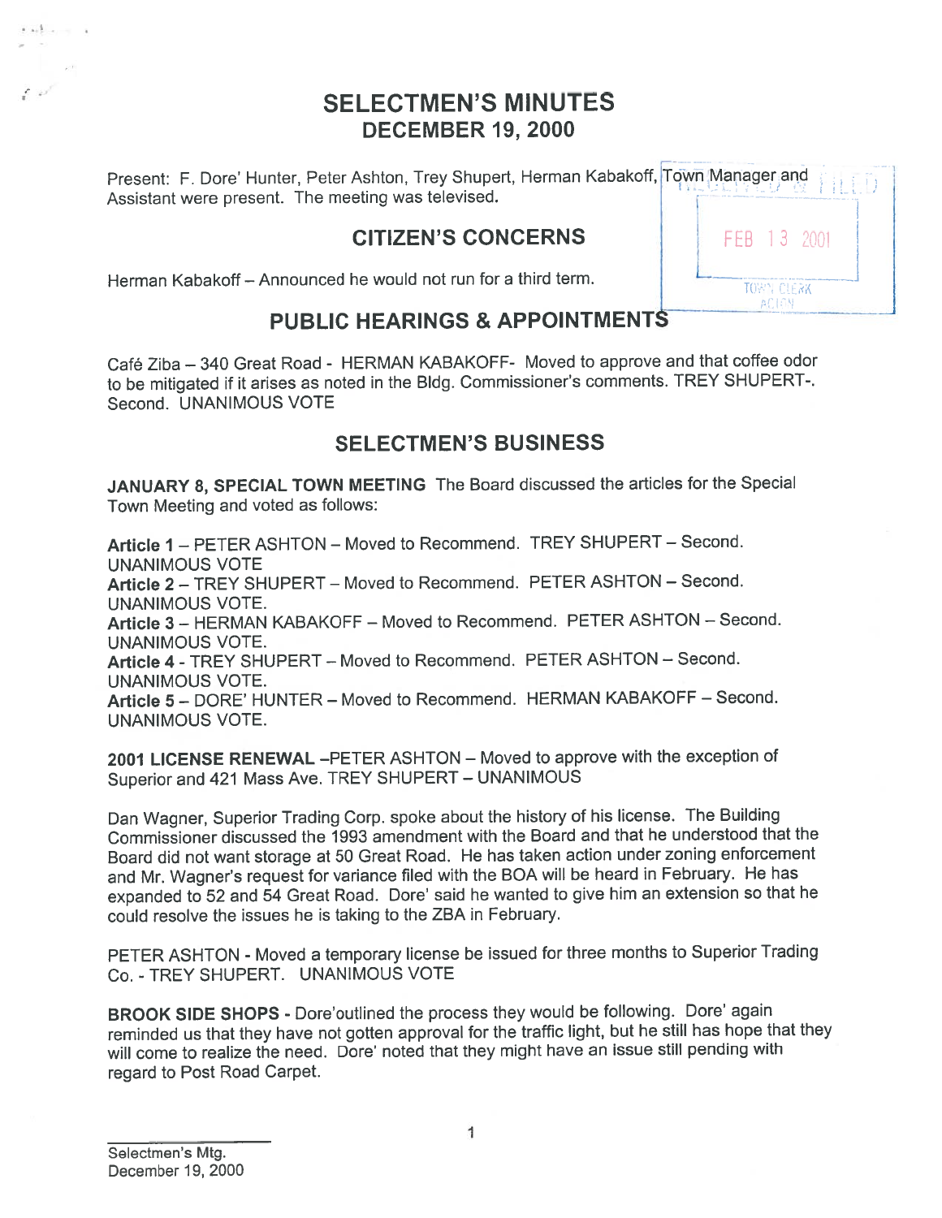# SELECTMEN'S MINUTES
## DECEMBER 19, 2000

Present: F. Dore' Hunter, Peter Ashton, Trey Shupert, Herman Kabakoff, Town Manager and Assistant were present. The meeting was televised.

## CITIZEN'S CONCERNS

Herman Kabakoff – Announced he would not run for a third term.

## PUBLIC HEARINGS & APPOINTMENTS

Café Ziba – 340 Great Road - HERMAN KABAKOFF- Moved to approve and that coffee odor to be mitigated if it arises as noted in the Bldg. Commissioner's comments. TREY SHUPERT-. Second. UNANIMOUS VOTE

## SELECTMEN'S BUSINESS

**JANUARY 8, SPECIAL TOWN MEETING** The Board discussed the articles for the Special Town Meeting and voted as follows:

**Article 1** – PETER ASHTON – Moved to Recommend. TREY SHUPERT – Second. UNANIMOUS VOTE
**Article 2** – TREY SHUPERT – Moved to Recommend. PETER ASHTON – Second. UNANIMOUS VOTE.
**Article 3** – HERMAN KABAKOFF – Moved to Recommend. PETER ASHTON – Second. UNANIMOUS VOTE.
**Article 4** - TREY SHUPERT – Moved to Recommend. PETER ASHTON – Second. UNANIMOUS VOTE.
**Article 5** – DORE' HUNTER – Moved to Recommend. HERMAN KABAKOFF – Second. UNANIMOUS VOTE.

**2001 LICENSE RENEWAL** –PETER ASHTON – Moved to approve with the exception of Superior and 421 Mass Ave. TREY SHUPERT – UNANIMOUS

Dan Wagner, Superior Trading Corp. spoke about the history of his license. The Building Commissioner discussed the 1993 amendment with the Board and that he understood that the Board did not want storage at 50 Great Road. He has taken action under zoning enforcement and Mr. Wagner's request for variance filed with the BOA will be heard in February. He has expanded to 52 and 54 Great Road. Dore' said he wanted to give him an extension so that he could resolve the issues he is taking to the ZBA in February.

PETER ASHTON - Moved a temporary license be issued for three months to Superior Trading Co. - TREY SHUPERT. UNANIMOUS VOTE

**BROOK SIDE SHOPS** - Dore'outlined the process they would be following. Dore' again reminded us that they have not gotten approval for the traffic light, but he still has hope that they will come to realize the need. Dore' noted that they might have an issue still pending with regard to Post Road Carpet.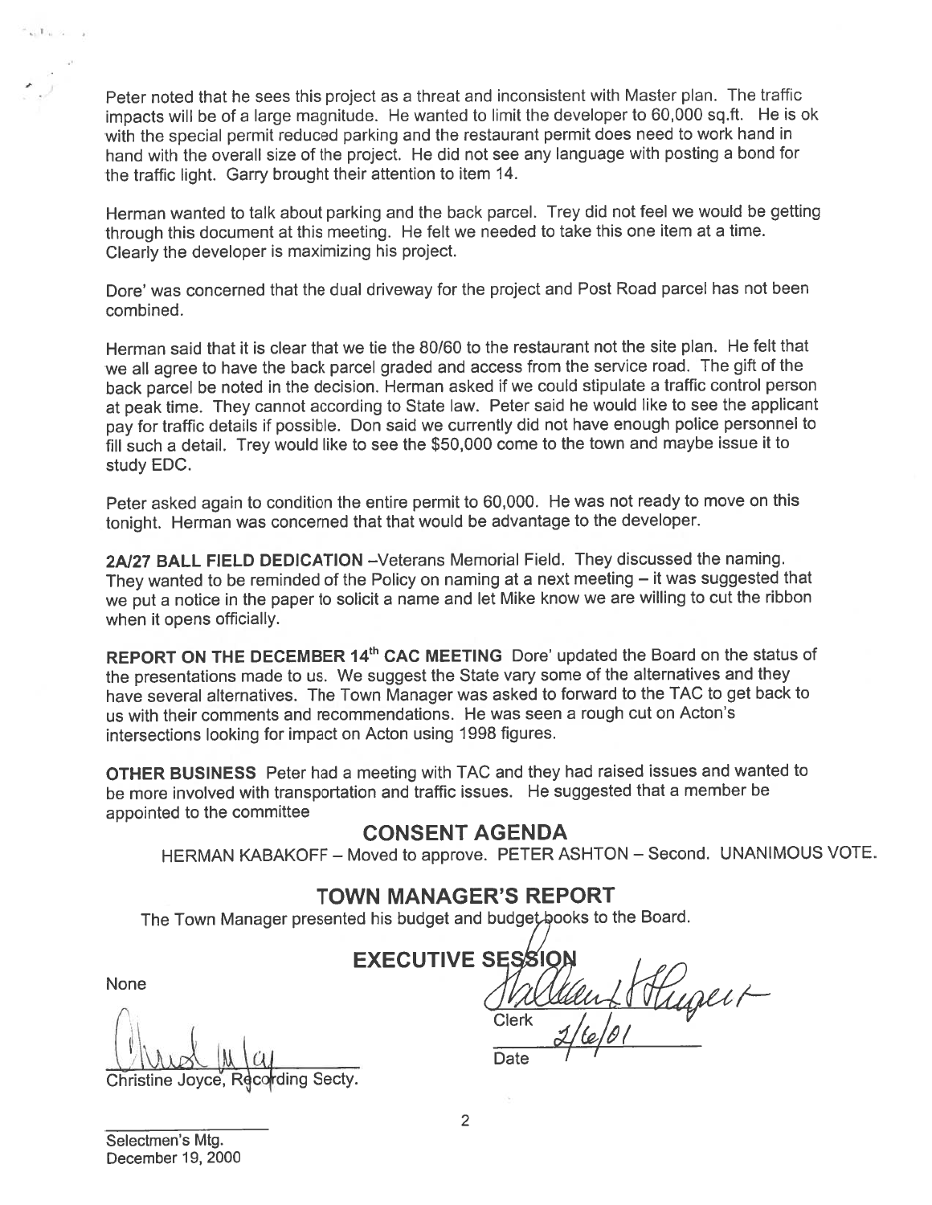Peter noted that he sees this project as a threat and inconsistent with Master plan. The traffic impacts will be of a large magnitude. He wanted to limit the developer to 60,000 sq.ft. He is ok with the special permit reduced parking and the restaurant permit does need to work hand in hand with the overall size of the project. He did not see any language with posting a bond for the traffic light. Garry brought their attention to item 14.

Herman wanted to talk about parking and the back parcel. Trey did not feel we would be getting through this document at this meeting. He felt we needed to take this one item at a time. Clearly the developer is maximizing his project.

Dore' was concerned that the dual driveway for the project and Post Road parcel has not been combined.

Herman said that it is clear that we tie the 80/60 to the restaurant not the site plan. He felt that we all agree to have the back parcel graded and access from the service road. The gift of the back parcel be noted in the decision. Herman asked if we could stipulate a traffic control person at peak time. They cannot according to State law. Peter said he would like to see the applicant pay for traffic details if possible. Don said we currently did not have enough police personnel to fill such a detail. Trey would like to see the $50,000 come to the town and maybe issue it to study EDC.

Peter asked again to condition the entire permit to 60,000. He was not ready to move on this tonight. Herman was concerned that that would be advantage to the developer.

**2A/27 BALL FIELD DEDICATION** –Veterans Memorial Field. They discussed the naming. They wanted to be reminded of the Policy on naming at a next meeting – it was suggested that we put a notice in the paper to solicit a name and let Mike know we are willing to cut the ribbon when it opens officially.

**REPORT ON THE DECEMBER 14th CAC MEETING** Dore' updated the Board on the status of the presentations made to us. We suggest the State vary some of the alternatives and they have several alternatives. The Town Manager was asked to forward to the TAC to get back to us with their comments and recommendations. He was seen a rough cut on Acton's intersections looking for impact on Acton using 1998 figures.

**OTHER BUSINESS** Peter had a meeting with TAC and they had raised issues and wanted to be more involved with transportation and traffic issues. He suggested that a member be appointed to the committee

## CONSENT AGENDA

HERMAN KABAKOFF – Moved to approve. PETER ASHTON – Second. UNANIMOUS VOTE.

## TOWN MANAGER'S REPORT

The Town Manager presented his budget and budget books to the Board.

## EXECUTIVE SESSION

None

Christine Joyce, Recording Secty.

Clerk

Date 2/6/01

Selectmen's Mtg.
December 19, 2000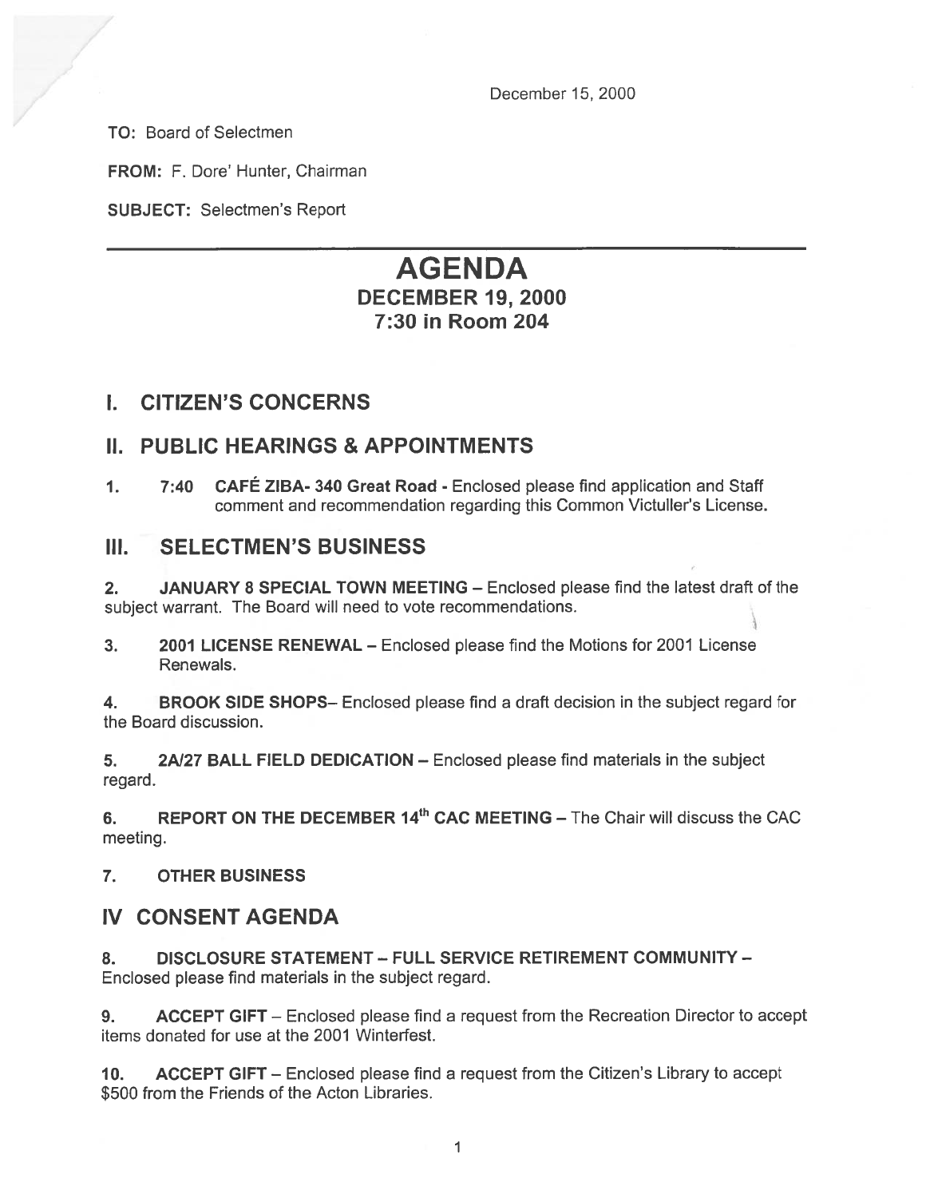December 15, 2000

**TO:** Board of Selectmen

**FROM:** F. Dore' Hunter, Chairman

**SUBJECT:** Selectmen's Report

---

# AGENDA
## DECEMBER 19, 2000
## 7:30 in Room 204

## I. CITIZEN'S CONCERNS

## II. PUBLIC HEARINGS & APPOINTMENTS

1. 7:40 **CAFÉ ZIBA- 340 Great Road** - Enclosed please find application and Staff comment and recommendation regarding this Common Victuller's License.

## III. SELECTMEN'S BUSINESS

2. **JANUARY 8 SPECIAL TOWN MEETING** – Enclosed please find the latest draft of the subject warrant. The Board will need to vote recommendations.

3. **2001 LICENSE RENEWAL** – Enclosed please find the Motions for 2001 License Renewals.

4. **BROOK SIDE SHOPS**– Enclosed please find a draft decision in the subject regard for the Board discussion.

5. **2A/27 BALL FIELD DEDICATION** – Enclosed please find materials in the subject regard.

6. **REPORT ON THE DECEMBER 14th CAC MEETING** – The Chair will discuss the CAC meeting.

7. **OTHER BUSINESS**

## IV CONSENT AGENDA

8. **DISCLOSURE STATEMENT – FULL SERVICE RETIREMENT COMMUNITY** – Enclosed please find materials in the subject regard.

9. **ACCEPT GIFT** – Enclosed please find a request from the Recreation Director to accept items donated for use at the 2001 Winterfest.

10. **ACCEPT GIFT** – Enclosed please find a request from the Citizen's Library to accept $500 from the Friends of the Acton Libraries.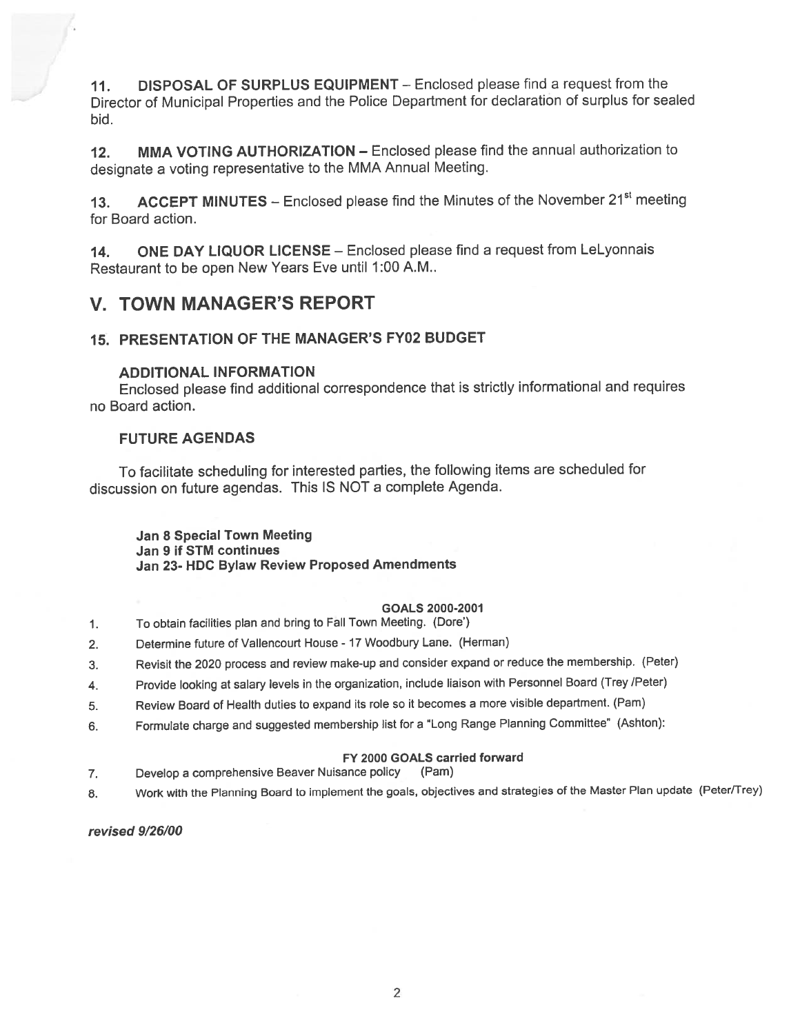**11. DISPOSAL OF SURPLUS EQUIPMENT** – Enclosed please find a request from the Director of Municipal Properties and the Police Department for declaration of surplus for sealed bid.

**12. MMA VOTING AUTHORIZATION –** Enclosed please find the annual authorization to designate a voting representative to the MMA Annual Meeting.

**13. ACCEPT MINUTES** – Enclosed please find the Minutes of the November 21st meeting for Board action.

**14. ONE DAY LIQUOR LICENSE** – Enclosed please find a request from LeLyonnais Restaurant to be open New Years Eve until 1:00 A.M..

## V. TOWN MANAGER'S REPORT

### 15. PRESENTATION OF THE MANAGER'S FY02 BUDGET

#### ADDITIONAL INFORMATION

Enclosed please find additional correspondence that is strictly informational and requires no Board action.

#### FUTURE AGENDAS

To facilitate scheduling for interested parties, the following items are scheduled for discussion on future agendas. This IS NOT a complete Agenda.

**Jan 8 Special Town Meeting**
**Jan 9 if STM continues**
**Jan 23- HDC Bylaw Review Proposed Amendments**

**GOALS 2000-2001**

1. To obtain facilities plan and bring to Fall Town Meeting. (Dore')
2. Determine future of Vallencourt House - 17 Woodbury Lane. (Herman)
3. Revisit the 2020 process and review make-up and consider expand or reduce the membership. (Peter)
4. Provide looking at salary levels in the organization, include liaison with Personnel Board (Trey /Peter)
5. Review Board of Health duties to expand its role so it becomes a more visible department. (Pam)
6. Formulate charge and suggested membership list for a "Long Range Planning Committee" (Ashton):

**FY 2000 GOALS carried forward**

7. Develop a comprehensive Beaver Nuisance policy (Pam)
8. Work with the Planning Board to implement the goals, objectives and strategies of the Master Plan update (Peter/Trey)

***revised 9/26/00***